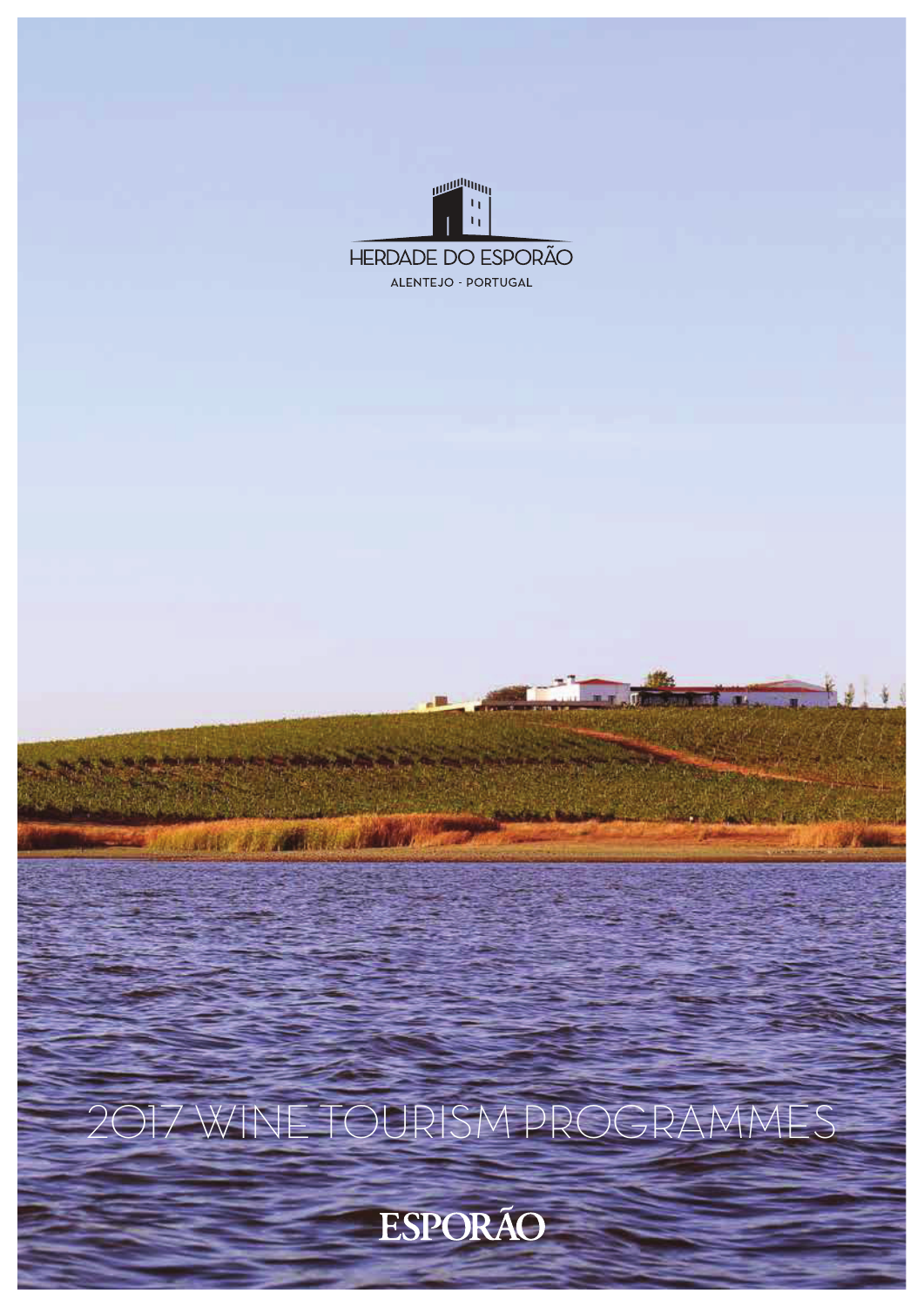HERDADE DO ESPORÃO

ALENTEJO - PORTUGAL

# 2017 WINE TOURISM PROGRAMMES

ESPORÃO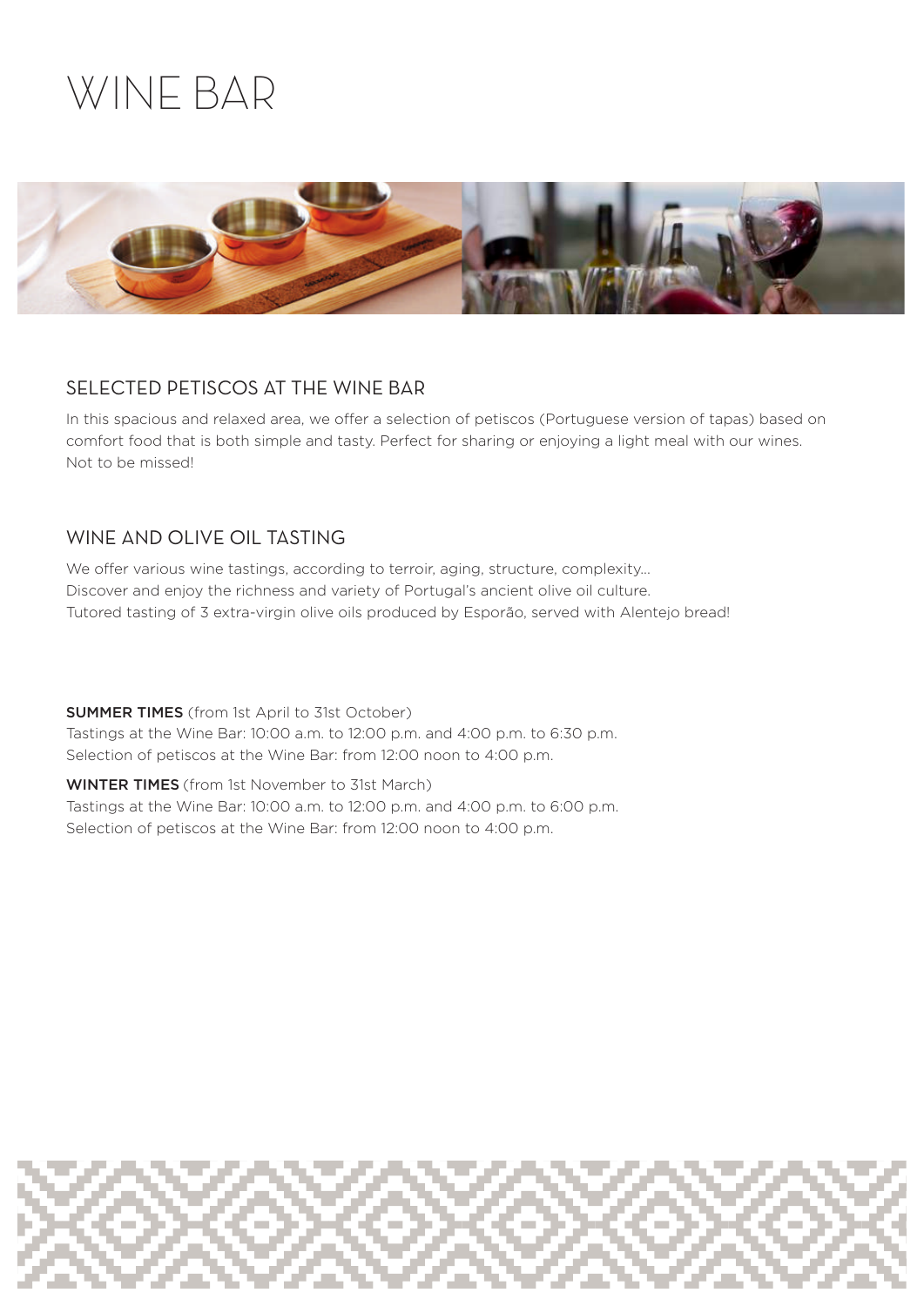# WINE BAR

## SELECTED PETISCOS AT THE WINE BAR

In this spacious and relaxed area, we offer a selection of petiscos (Portuguese version of tapas) based on comfort food that is both simple and tasty. Perfect for sharing or enjoying a light meal with our wines. Not to be missed!

## WINE AND OLIVE OIL TASTING

We offer various wine tastings, according to terroir, aging, structure, complexity...
Discover and enjoy the richness and variety of Portugal's ancient olive oil culture.
Tutored tasting of 3 extra-virgin olive oils produced by Esporão, served with Alentejo bread!

**SUMMER TIMES** (from 1st April to 31st October)
Tastings at the Wine Bar: 10:00 a.m. to 12:00 p.m. and 4:00 p.m. to 6:30 p.m.
Selection of petiscos at the Wine Bar: from 12:00 noon to 4:00 p.m.

**WINTER TIMES** (from 1st November to 31st March)
Tastings at the Wine Bar: 10:00 a.m. to 12:00 p.m. and 4:00 p.m. to 6:00 p.m.
Selection of petiscos at the Wine Bar: from 12:00 noon to 4:00 p.m.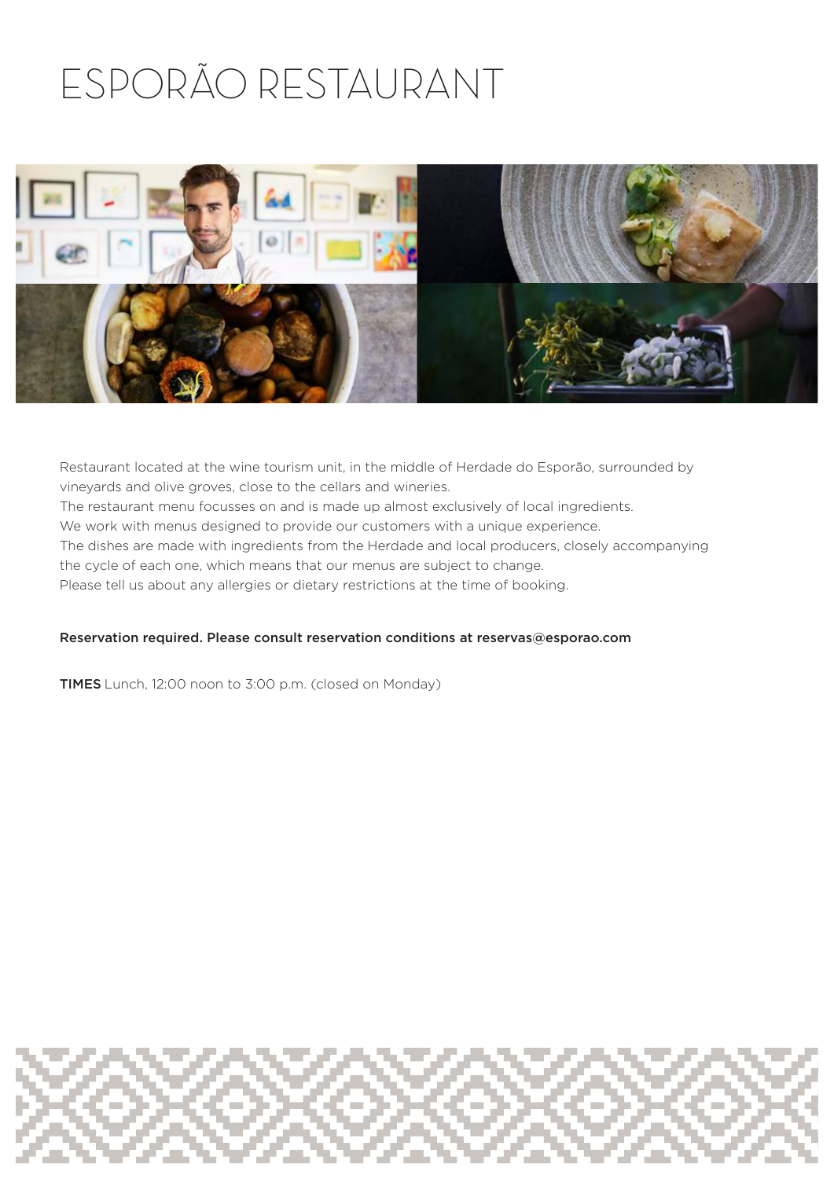# ESPORÃO RESTAURANT

Restaurant located at the wine tourism unit, in the middle of Herdade do Esporão, surrounded by vineyards and olive groves, close to the cellars and wineries.
The restaurant menu focusses on and is made up almost exclusively of local ingredients.
We work with menus designed to provide our customers with a unique experience.
The dishes are made with ingredients from the Herdade and local producers, closely accompanying the cycle of each one, which means that our menus are subject to change.
Please tell us about any allergies or dietary restrictions at the time of booking.

**Reservation required. Please consult reservation conditions at reservas@esporao.com**

**TIMES** Lunch, 12:00 noon to 3:00 p.m. (closed on Monday)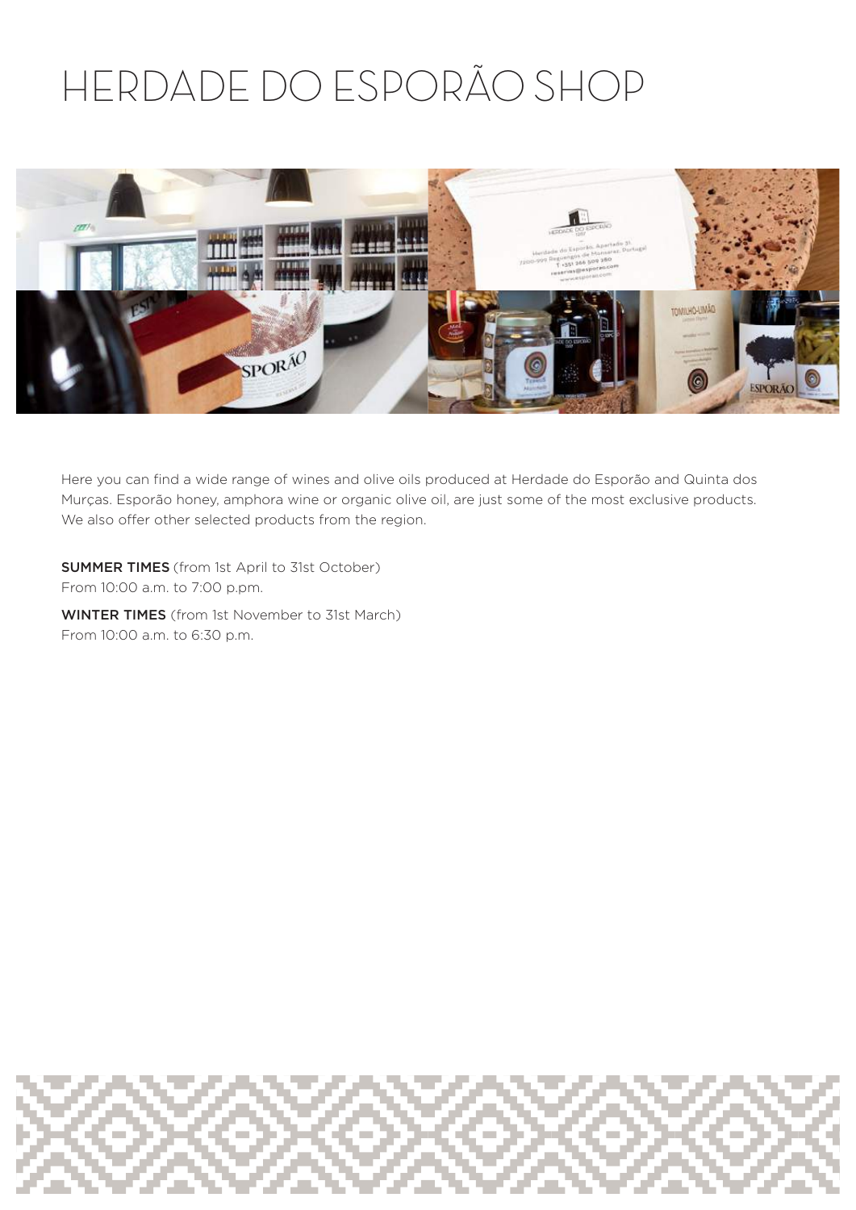# HERDADE DO ESPORÃO SHOP

Here you can find a wide range of wines and olive oils produced at Herdade do Esporão and Quinta dos Murças. Esporão honey, amphora wine or organic olive oil, are just some of the most exclusive products. We also offer other selected products from the region.

**SUMMER TIMES** (from 1st April to 31st October)
From 10:00 a.m. to 7:00 p.pm.

**WINTER TIMES** (from 1st November to 31st March)
From 10:00 a.m. to 6:30 p.m.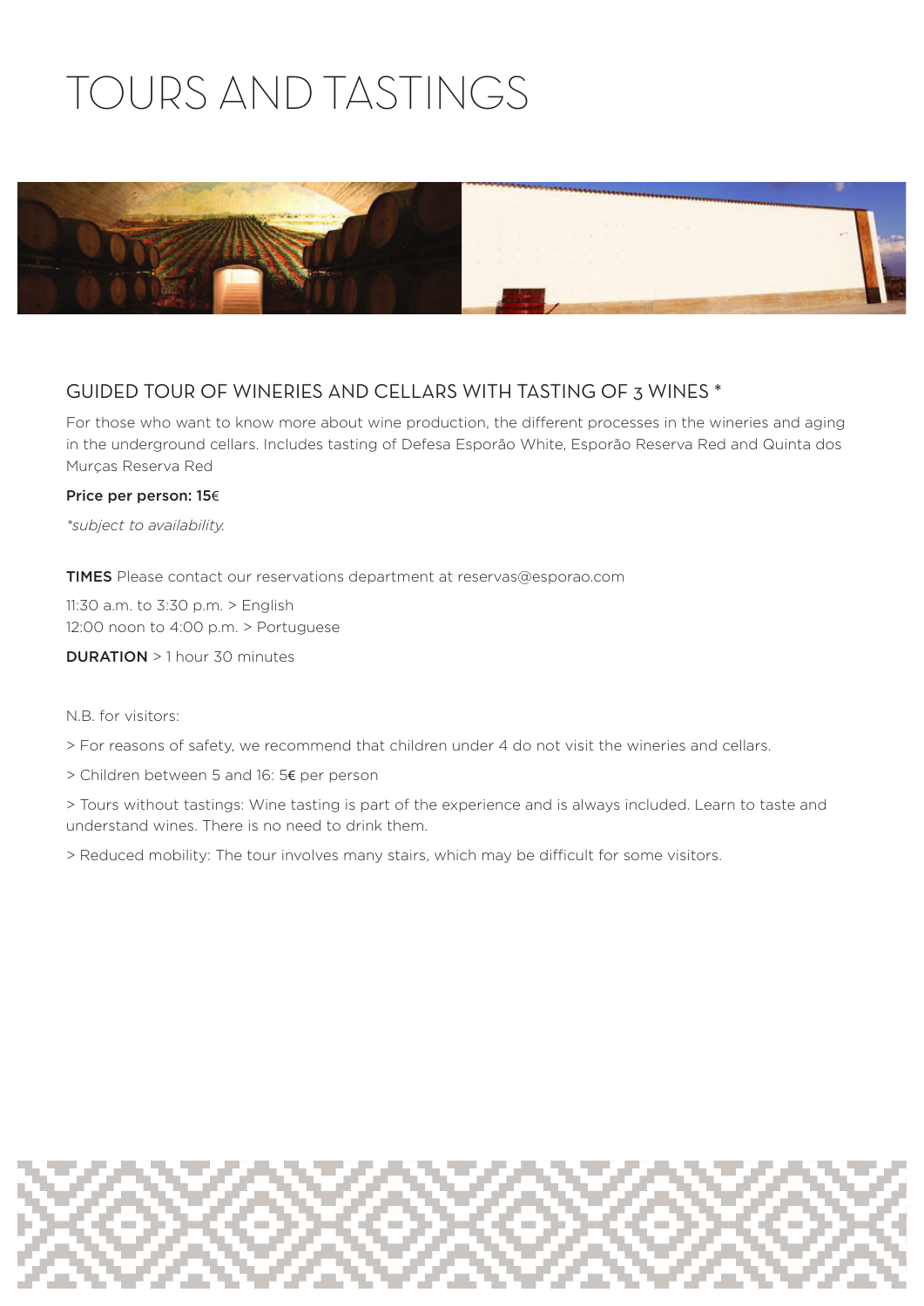# TOURS AND TASTINGS

## GUIDED TOUR OF WINERIES AND CELLARS WITH TASTING OF 3 WINES *

For those who want to know more about wine production, the different processes in the wineries and aging in the underground cellars. Includes tasting of Defesa Esporão White, Esporão Reserva Red and Quinta dos Murças Reserva Red

**Price per person: 15€**

*\*subject to availability.*

**TIMES** Please contact our reservations department at reservas@esporao.com

11:30 a.m. to 3:30 p.m. > English
12:00 noon to 4:00 p.m. > Portuguese

**DURATION** > 1 hour 30 minutes

N.B. for visitors:

> For reasons of safety, we recommend that children under 4 do not visit the wineries and cellars.

> Children between 5 and 16: 5€ per person

> Tours without tastings: Wine tasting is part of the experience and is always included. Learn to taste and understand wines. There is no need to drink them.

> Reduced mobility: The tour involves many stairs, which may be difficult for some visitors.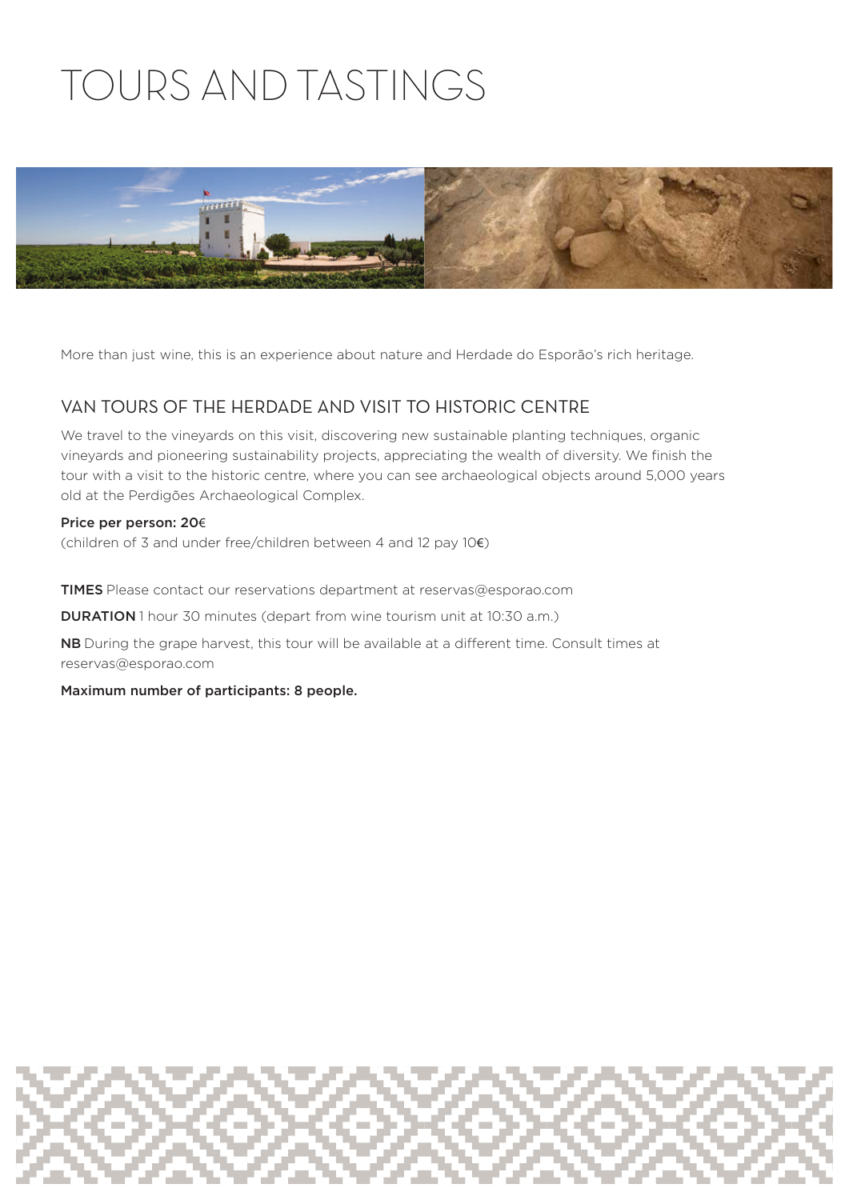# TOURS AND TASTINGS

More than just wine, this is an experience about nature and Herdade do Esporão's rich heritage.

## VAN TOURS OF THE HERDADE AND VISIT TO HISTORIC CENTRE

We travel to the vineyards on this visit, discovering new sustainable planting techniques, organic vineyards and pioneering sustainability projects, appreciating the wealth of diversity. We finish the tour with a visit to the historic centre, where you can see archaeological objects around 5,000 years old at the Perdigões Archaeological Complex.

**Price per person: 20€**
(children of 3 and under free/children between 4 and 12 pay 10€)

**TIMES** Please contact our reservations department at reservas@esporao.com

**DURATION** 1 hour 30 minutes (depart from wine tourism unit at 10:30 a.m.)

**NB** During the grape harvest, this tour will be available at a different time. Consult times at reservas@esporao.com

**Maximum number of participants: 8 people.**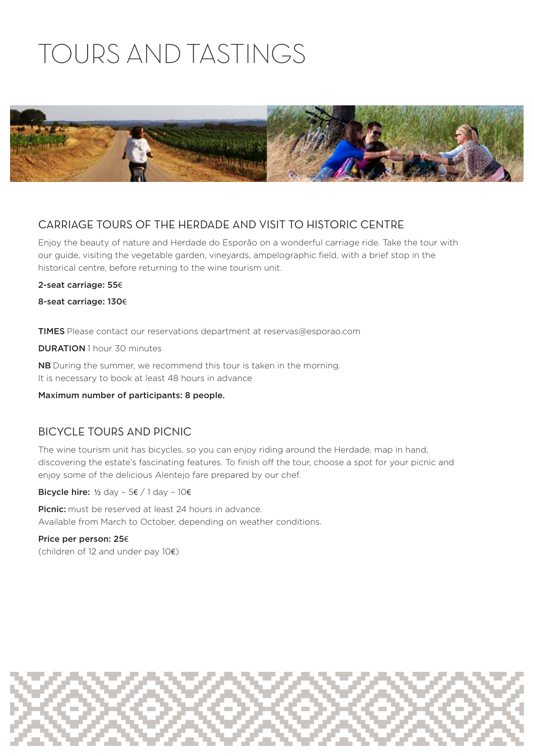# TOURS AND TASTINGS

## CARRIAGE TOURS OF THE HERDADE AND VISIT TO HISTORIC CENTRE

Enjoy the beauty of nature and Herdade do Esporão on a wonderful carriage ride. Take the tour with our guide, visiting the vegetable garden, vineyards, ampelographic field, with a brief stop in the historical centre, before returning to the wine tourism unit.

**2-seat carriage: 55€**

**8-seat carriage: 130€**

**TIMES** Please contact our reservations department at reservas@esporao.com

**DURATION** 1 hour 30 minutes

**NB** During the summer, we recommend this tour is taken in the morning.
It is necessary to book at least 48 hours in advance

**Maximum number of participants: 8 people.**

## BICYCLE TOURS AND PICNIC

The wine tourism unit has bicycles, so you can enjoy riding around the Herdade, map in hand, discovering the estate's fascinating features. To finish off the tour, choose a spot for your picnic and enjoy some of the delicious Alentejo fare prepared by our chef.

**Bicycle hire:** ½ day – 5€ / 1 day – 10€

**Picnic:** must be reserved at least 24 hours in advance.
Available from March to October, depending on weather conditions.

**Price per person: 25€**
(children of 12 and under pay 10€)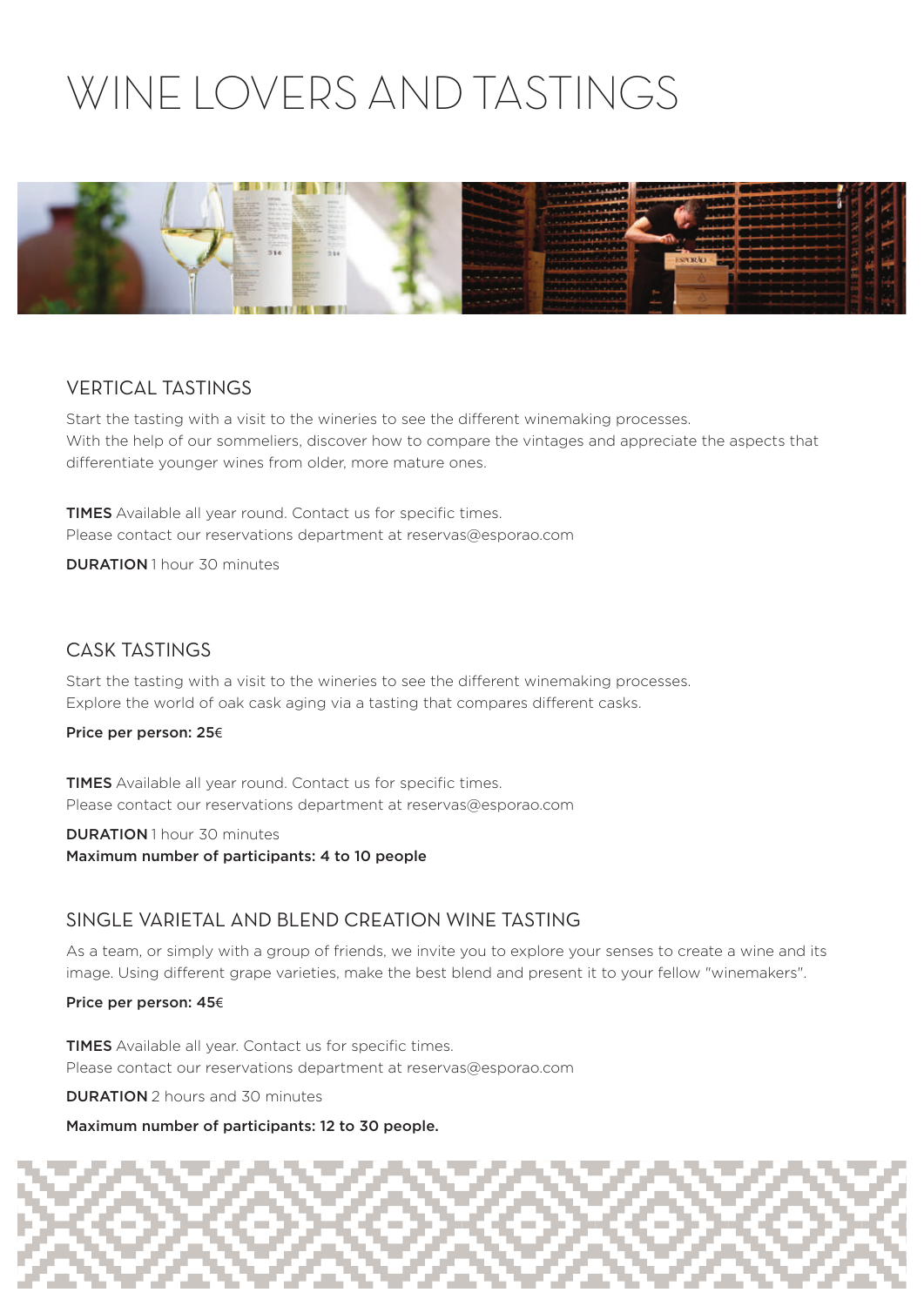# WINE LOVERS AND TASTINGS

## VERTICAL TASTINGS

Start the tasting with a visit to the wineries to see the different winemaking processes.
With the help of our sommeliers, discover how to compare the vintages and appreciate the aspects that differentiate younger wines from older, more mature ones.

**TIMES** Available all year round. Contact us for specific times.
Please contact our reservations department at reservas@esporao.com

**DURATION** 1 hour 30 minutes

## CASK TASTINGS

Start the tasting with a visit to the wineries to see the different winemaking processes.
Explore the world of oak cask aging via a tasting that compares different casks.

**Price per person: 25€**

**TIMES** Available all year round. Contact us for specific times.
Please contact our reservations department at reservas@esporao.com

**DURATION** 1 hour 30 minutes
**Maximum number of participants: 4 to 10 people**

## SINGLE VARIETAL AND BLEND CREATION WINE TASTING

As a team, or simply with a group of friends, we invite you to explore your senses to create a wine and its image. Using different grape varieties, make the best blend and present it to your fellow "winemakers".

**Price per person: 45€**

**TIMES** Available all year. Contact us for specific times.
Please contact our reservations department at reservas@esporao.com

**DURATION** 2 hours and 30 minutes

**Maximum number of participants: 12 to 30 people.**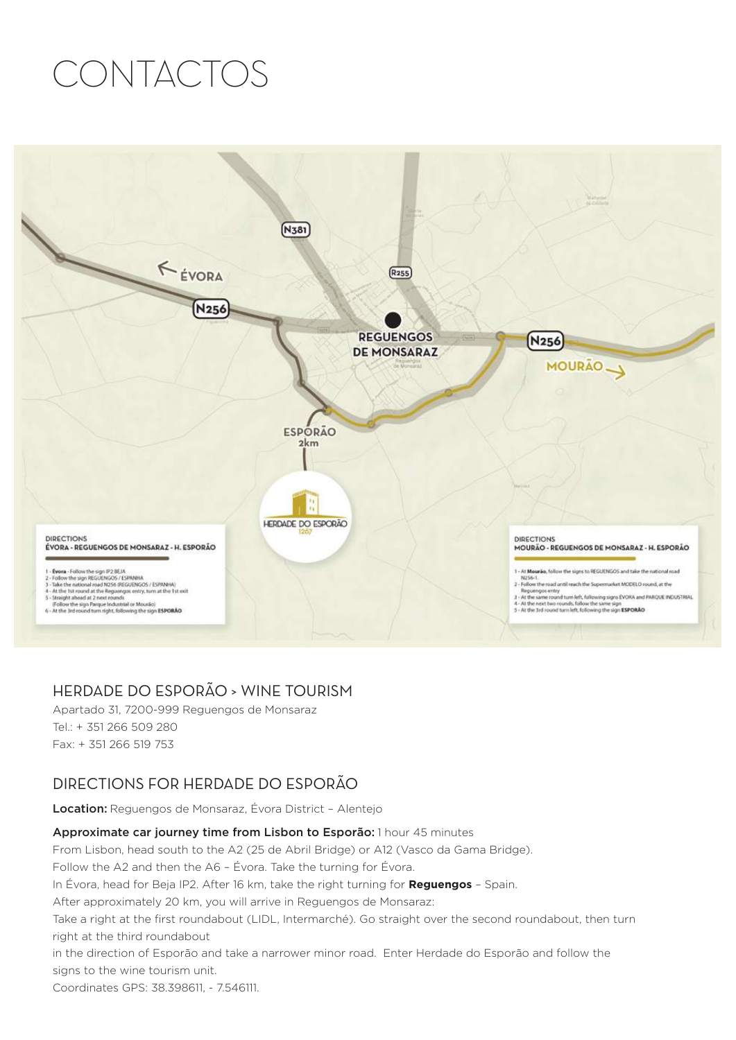# CONTACTOS

N381

R255

← ÉVORA

N256

REGUENGOS DE MONSARAZ

N256

MOURÃO →

ESPORÃO 2km

HERDADE DO ESPORÃO 1267

DIRECTIONS
ÉVORA - REGUENGOS DE MONSARAZ - H. ESPORÃO

1 - **Évora** - Follow the sign IP2 BEJA
2 - Follow the sign REGUENGOS / ESPANHA
3 - Take the national road N256 (REGUENGOS / ESPANHA)
4 - At the 1st round at the Reguengos entry, turn at the 1st exit
5 - Straight ahead at 2 next rounds (Follow the sign Parque Industrial or Mourão)
6 - At the 3rd round turn right, following the sign **ESPORÃO**

DIRECTIONS
MOURÃO - REGUENGOS DE MONSARAZ - H. ESPORÃO

1 - At **Mourão**, follow the signs to REGUENGOS and take the national road N256-1.
2 - Follow the road until reach the Supermarket MODELO round, at the Reguengos entry
3 - At the same round turn left, following signs ÉVORA and PARQUE INDUSTRIAL
4 - At the next two rounds, follow the same sign
5 - At the 3rd round turn left, following the sign **ESPORÃO**

## HERDADE DO ESPORÃO > WINE TOURISM

Apartado 31, 7200-999 Reguengos de Monsaraz
Tel.: + 351 266 509 280
Fax: + 351 266 519 753

## DIRECTIONS FOR HERDADE DO ESPORÃO

**Location:** Reguengos de Monsaraz, Évora District – Alentejo

**Approximate car journey time from Lisbon to Esporão:** 1 hour 45 minutes
From Lisbon, head south to the A2 (25 de Abril Bridge) or A12 (Vasco da Gama Bridge).
Follow the A2 and then the A6 – Évora. Take the turning for Évora.
In Évora, head for Beja IP2. After 16 km, take the right turning for **Reguengos** – Spain.
After approximately 20 km, you will arrive in Reguengos de Monsaraz:
Take a right at the first roundabout (LIDL, Intermarché). Go straight over the second roundabout, then turn right at the third roundabout
in the direction of Esporão and take a narrower minor road. Enter Herdade do Esporão and follow the signs to the wine tourism unit.
Coordinates GPS: 38.398611, - 7.546111.